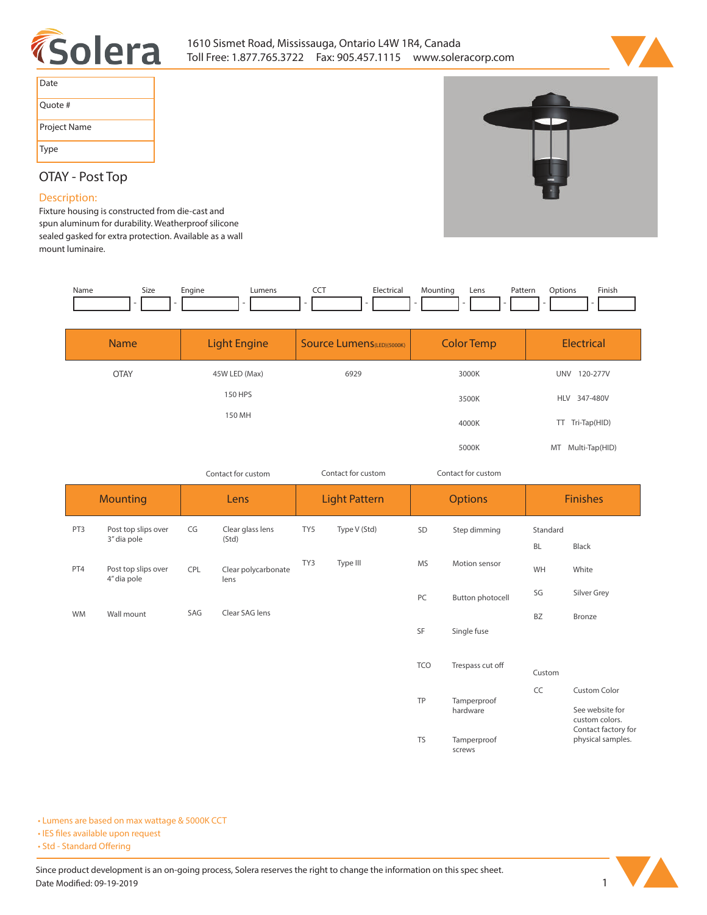Solera

1610 Sismet Road, Mississauga, Ontario L4W 1R4, Canada
Toll Free: 1.877.765.3722 Fax: 905.457.1115 www.soleracorp.com

| | |
|---|---|
| Date | |
| Quote # | |
| Project Name | |
| Type | |

# OTAY - Post Top

## Description:

Fixture housing is constructed from die-cast and spun aluminum for durability. Weatherproof silicone sealed gasked for extra protection. Available as a wall mount luminaire.

| Name | Size | Engine | Lumens | CCT | Electrical | Mounting | Lens | Pattern | Options | Finish |
|---|---|---|---|---|---|---|---|---|---|---|
| | | | | | | | | | | |

| Name | Light Engine | Source Lumens(LED)(5000K) | Color Temp | Electrical |
|---|---|---|---|---|
| OTAY | 45W LED (Max) | 6929 | 3000K | UNV 120-277V |
| | 150 HPS | | 3500K | HLV 347-480V |
| | 150 MH | | 4000K | TT Tri-Tap(HID) |
| | | | 5000K | MT Multi-Tap(HID) |
| | Contact for custom | Contact for custom | Contact for custom | |

| Mounting | | Lens | | Light Pattern | | Options | | Finishes | |
|---|---|---|---|---|---|---|---|---|---|
| PT3 | Post top slips over 3" dia pole | CG | Clear glass lens (Std) | TY5 | Type V (Std) | SD | Step dimming | Standard | |
| | | | | | | | | BL | Black |
| PT4 | Post top slips over 4" dia pole | CPL | Clear polycarbonate lens | TY3 | Type III | MS | Motion sensor | WH | White |
| | | | | | | PC | Button photocell | SG | Silver Grey |
| WM | Wall mount | SAG | Clear SAG lens | | | | | BZ | Bronze |
| | | | | | | SF | Single fuse | | |
| | | | | | | TCO | Trespass cut off | Custom | |
| | | | | | | TP | Tamperproof hardware | CC | Custom Color |
| | | | | | | TS | Tamperproof screws | | See website for custom colors. Contact factory for physical samples. |

- Lumens are based on max wattage & 5000K CCT
- IES files available upon request
- Std - Standard Offering

Since product development is an on-going process, Solera reserves the right to change the information on this spec sheet.
Date Modified: 09-19-2019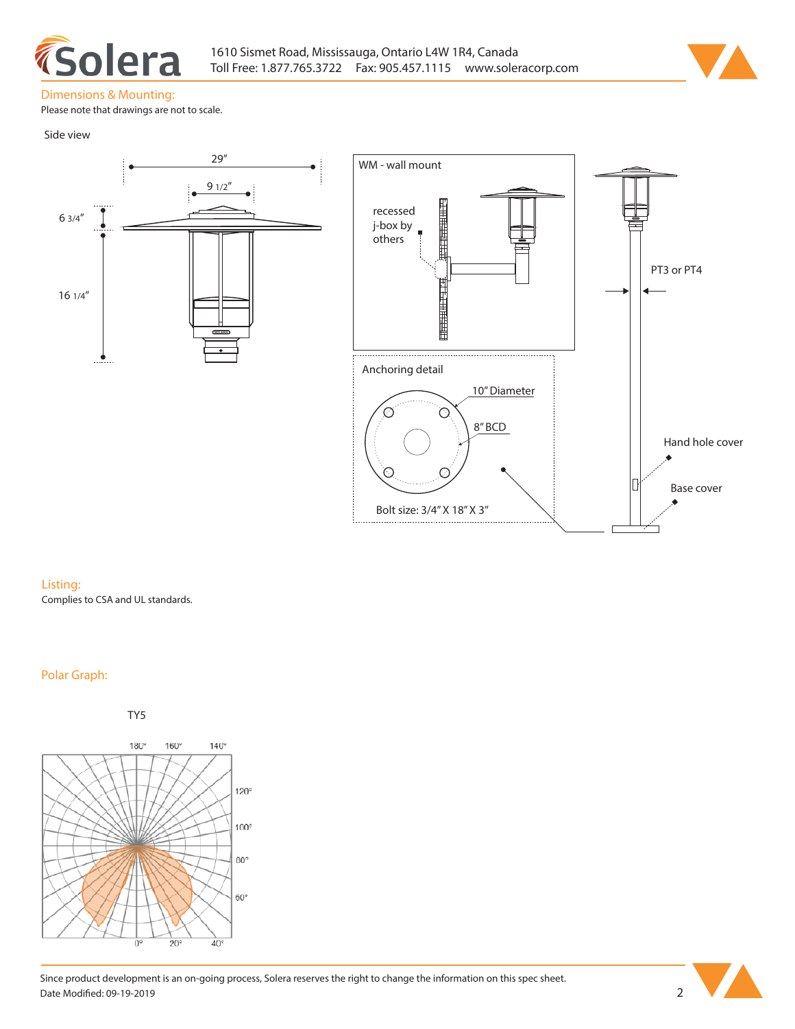1610 Sismet Road, Mississauga, Ontario L4W 1R4, Canada
Toll Free: 1.877.765.3722 Fax: 905.457.1115 www.soleracorp.com

## Dimensions & Mounting:

Please note that drawings are not to scale.

Side view

29"

9 1/2"

6 3/4"

16 1/4"

WM - wall mount

recessed j-box by others

PT3 or PT4

Anchoring detail

10" Diameter

8" BCD

Bolt size: 3/4" X 18" X 3"

Hand hole cover

Base cover

## Listing:

Complies to CSA and UL standards.

## Polar Graph:

TY5

180° 160° 140°

120°

100°

80°

60°

0° 20° 40°

Since product development is an on-going process, Solera reserves the right to change the information on this spec sheet.
Date Modified: 09-19-2019